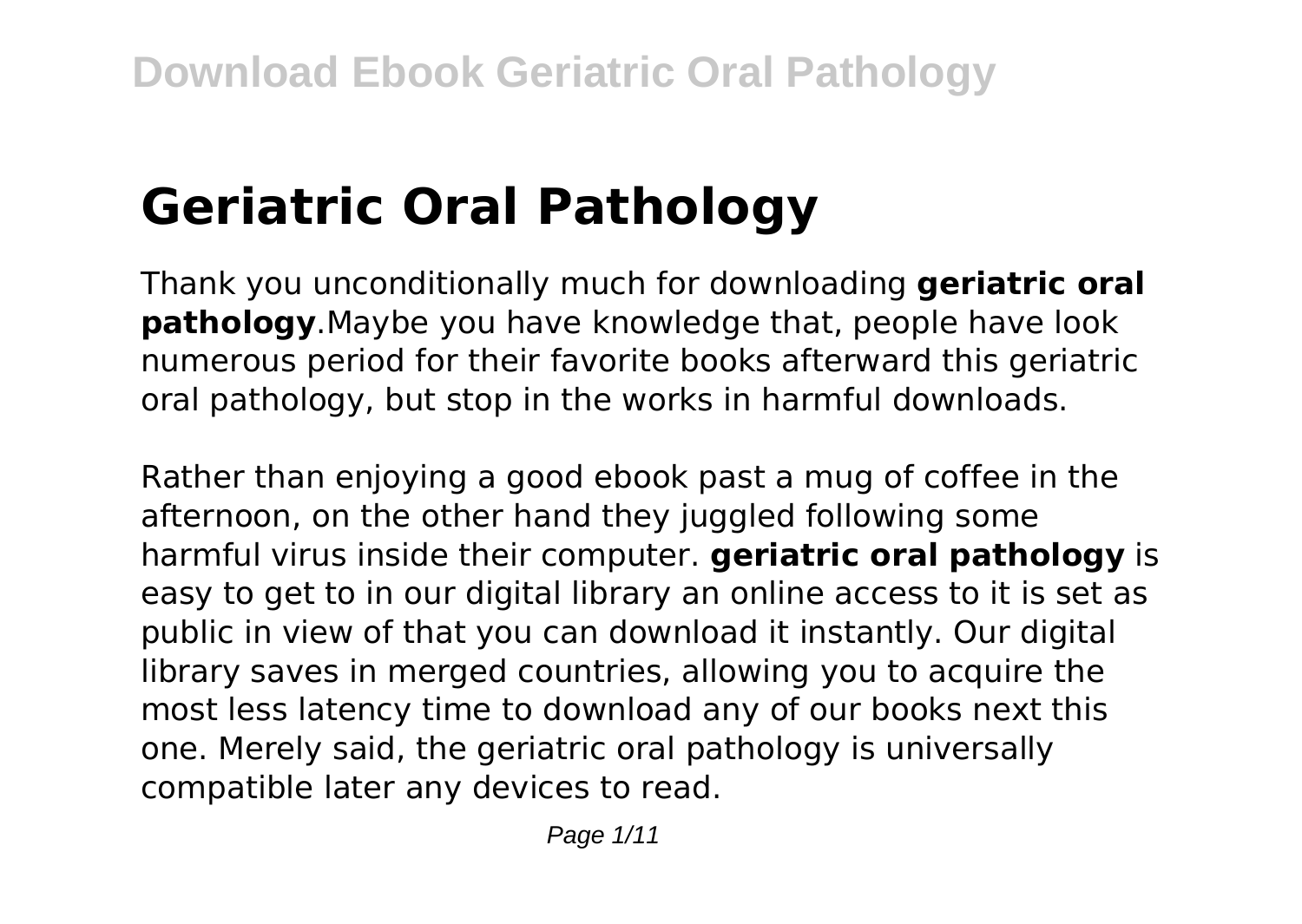# Geriatric Oral Pathology

Thank you unconditionally much for downloading **geriatric oral pathology**.Maybe you have knowledge that, people have look numerous period for their favorite books afterward this geriatric oral pathology, but stop in the works in harmful downloads.

Rather than enjoying a good ebook past a mug of coffee in the afternoon, on the other hand they juggled following some harmful virus inside their computer. **geriatric oral pathology** is easy to get to in our digital library an online access to it is set as public in view of that you can download it instantly. Our digital library saves in merged countries, allowing you to acquire the most less latency time to download any of our books next this one. Merely said, the geriatric oral pathology is universally compatible later any devices to read.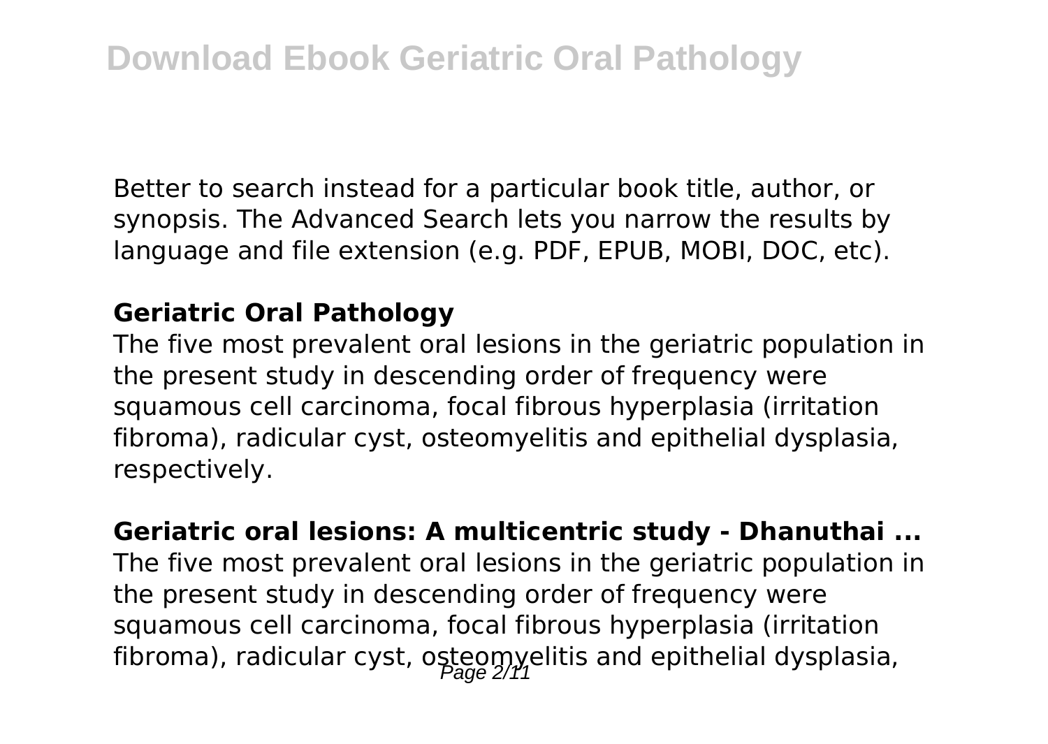Better to search instead for a particular book title, author, or synopsis. The Advanced Search lets you narrow the results by language and file extension (e.g. PDF, EPUB, MOBI, DOC, etc).

**Geriatric Oral Pathology**

The five most prevalent oral lesions in the geriatric population in the present study in descending order of frequency were squamous cell carcinoma, focal fibrous hyperplasia (irritation fibroma), radicular cyst, osteomyelitis and epithelial dysplasia, respectively.

**Geriatric oral lesions: A multicentric study - Dhanuthai ...**

The five most prevalent oral lesions in the geriatric population in the present study in descending order of frequency were squamous cell carcinoma, focal fibrous hyperplasia (irritation fibroma), radicular cyst, osteomyelitis and epithelial dysplasia,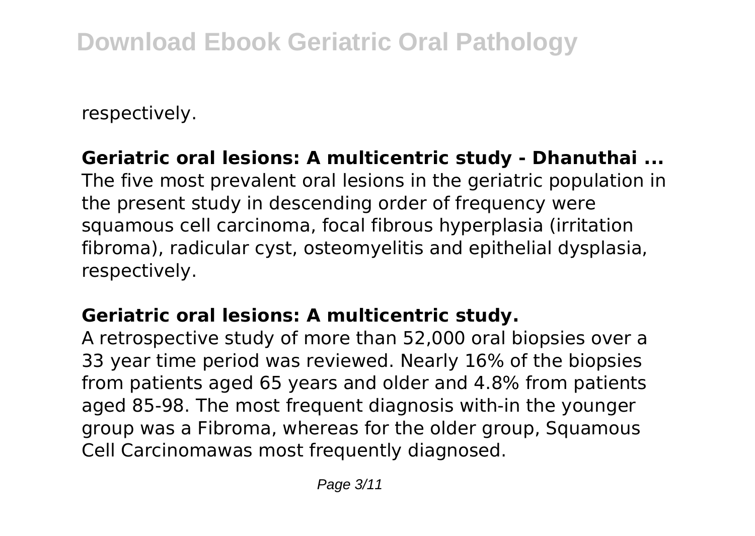respectively.

**Geriatric oral lesions: A multicentric study - Dhanuthai ...**
The five most prevalent oral lesions in the geriatric population in the present study in descending order of frequency were squamous cell carcinoma, focal fibrous hyperplasia (irritation fibroma), radicular cyst, osteomyelitis and epithelial dysplasia, respectively.

**Geriatric oral lesions: A multicentric study.**
A retrospective study of more than 52,000 oral biopsies over a 33 year time period was reviewed. Nearly 16% of the biopsies from patients aged 65 years and older and 4.8% from patients aged 85-98. The most frequent diagnosis with-in the younger group was a Fibroma, whereas for the older group, Squamous Cell Carcinomawas most frequently diagnosed.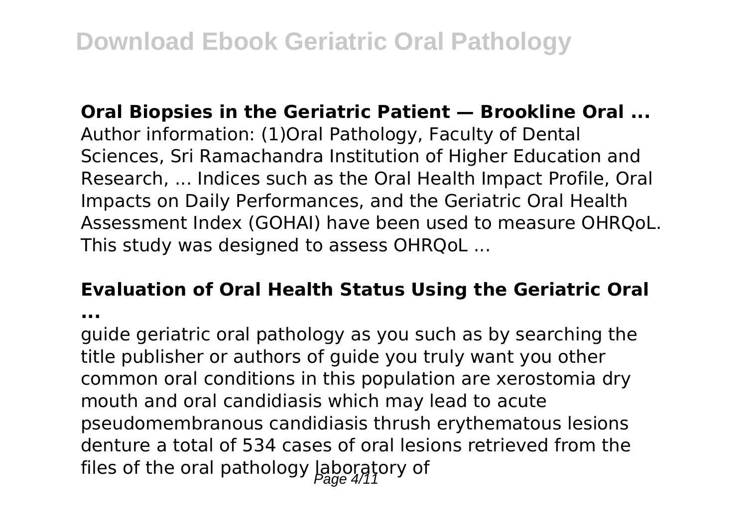**Oral Biopsies in the Geriatric Patient — Brookline Oral ...**

Author information: (1)Oral Pathology, Faculty of Dental Sciences, Sri Ramachandra Institution of Higher Education and Research, ... Indices such as the Oral Health Impact Profile, Oral Impacts on Daily Performances, and the Geriatric Oral Health Assessment Index (GOHAI) have been used to measure OHRQoL. This study was designed to assess OHRQoL ...

**Evaluation of Oral Health Status Using the Geriatric Oral ...**

guide geriatric oral pathology as you such as by searching the title publisher or authors of guide you truly want you other common oral conditions in this population are xerostomia dry mouth and oral candidiasis which may lead to acute pseudomembranous candidiasis thrush erythematous lesions denture a total of 534 cases of oral lesions retrieved from the files of the oral pathology laboratory of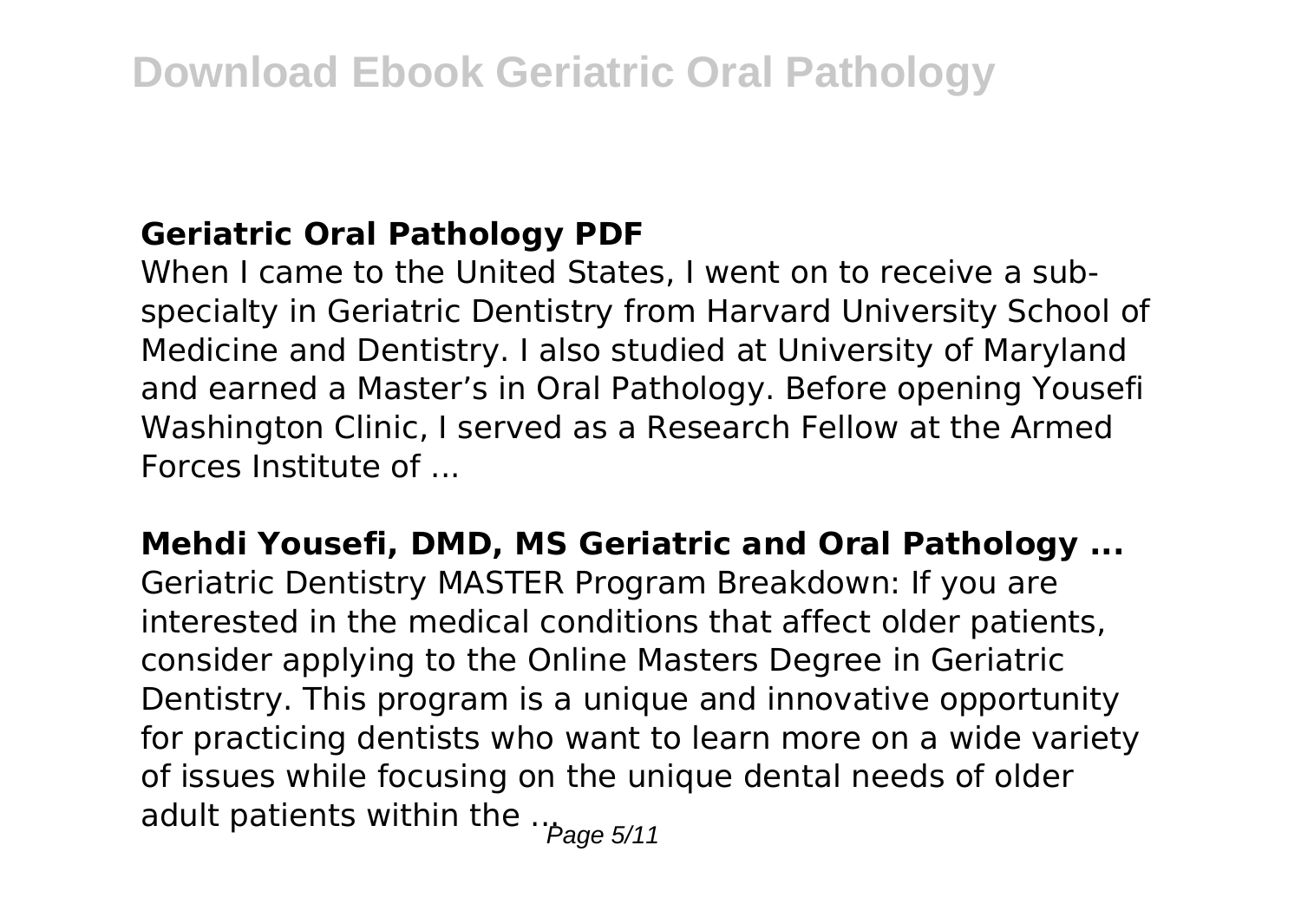## Geriatric Oral Pathology PDF

When I came to the United States, I went on to receive a sub-specialty in Geriatric Dentistry from Harvard University School of Medicine and Dentistry. I also studied at University of Maryland and earned a Master's in Oral Pathology. Before opening Yousefi Washington Clinic, I served as a Research Fellow at the Armed Forces Institute of ...

## Mehdi Yousefi, DMD, MS Geriatric and Oral Pathology ...

Geriatric Dentistry MASTER Program Breakdown: If you are interested in the medical conditions that affect older patients, consider applying to the Online Masters Degree in Geriatric Dentistry. This program is a unique and innovative opportunity for practicing dentists who want to learn more on a wide variety of issues while focusing on the unique dental needs of older adult patients within the ...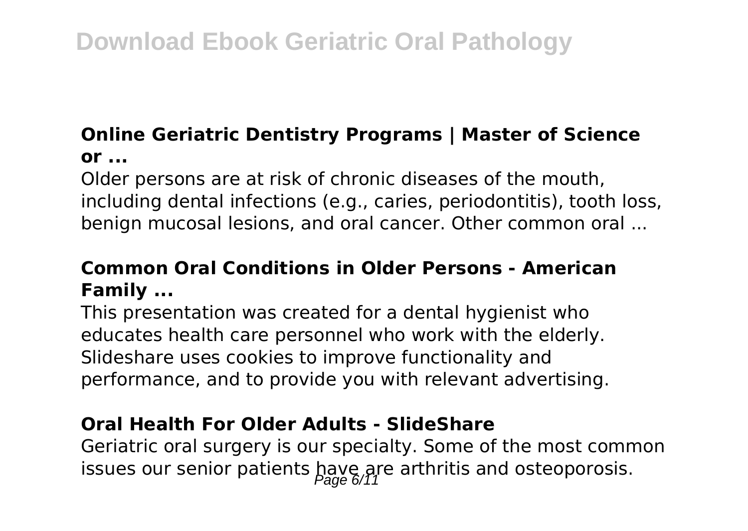### Online Geriatric Dentistry Programs | Master of Science or ...

Older persons are at risk of chronic diseases of the mouth, including dental infections (e.g., caries, periodontitis), tooth loss, benign mucosal lesions, and oral cancer. Other common oral ...

### Common Oral Conditions in Older Persons - American Family ...

This presentation was created for a dental hygienist who educates health care personnel who work with the elderly. Slideshare uses cookies to improve functionality and performance, and to provide you with relevant advertising.

### Oral Health For Older Adults - SlideShare

Geriatric oral surgery is our specialty. Some of the most common issues our senior patients have are arthritis and osteoporosis.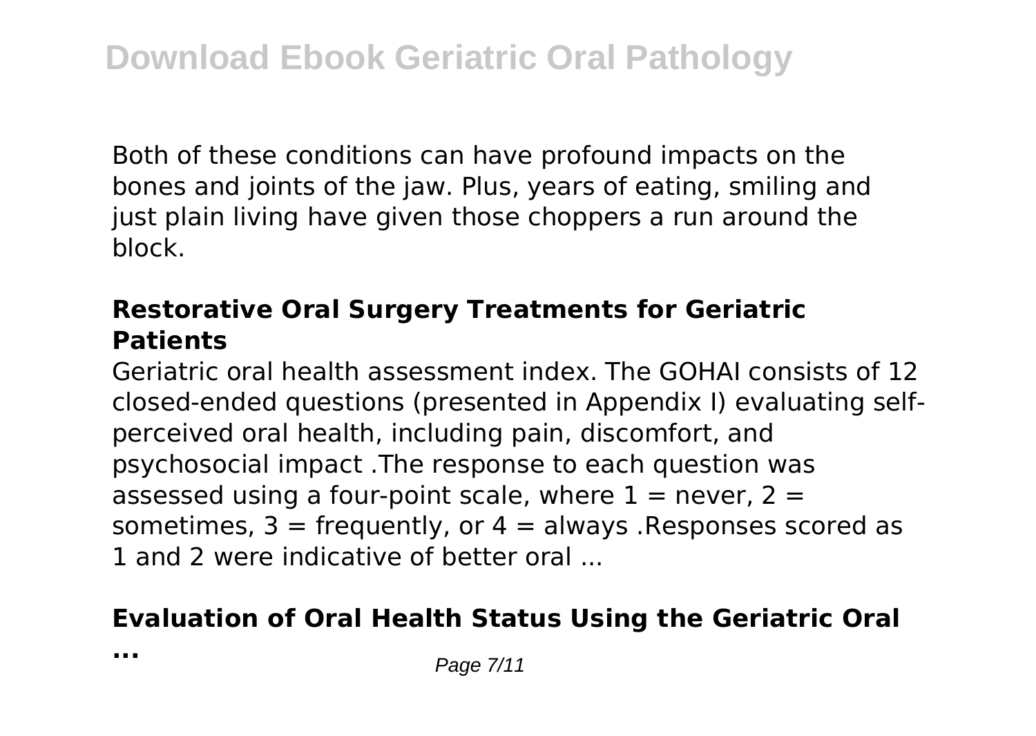Both of these conditions can have profound impacts on the bones and joints of the jaw. Plus, years of eating, smiling and just plain living have given those choppers a run around the block.

### Restorative Oral Surgery Treatments for Geriatric Patients

Geriatric oral health assessment index. The GOHAI consists of 12 closed-ended questions (presented in Appendix I) evaluating self-perceived oral health, including pain, discomfort, and psychosocial impact .The response to each question was assessed using a four-point scale, where 1 = never, 2 = sometimes, 3 = frequently, or 4 = always .Responses scored as 1 and 2 were indicative of better oral ...

### Evaluation of Oral Health Status Using the Geriatric Oral ...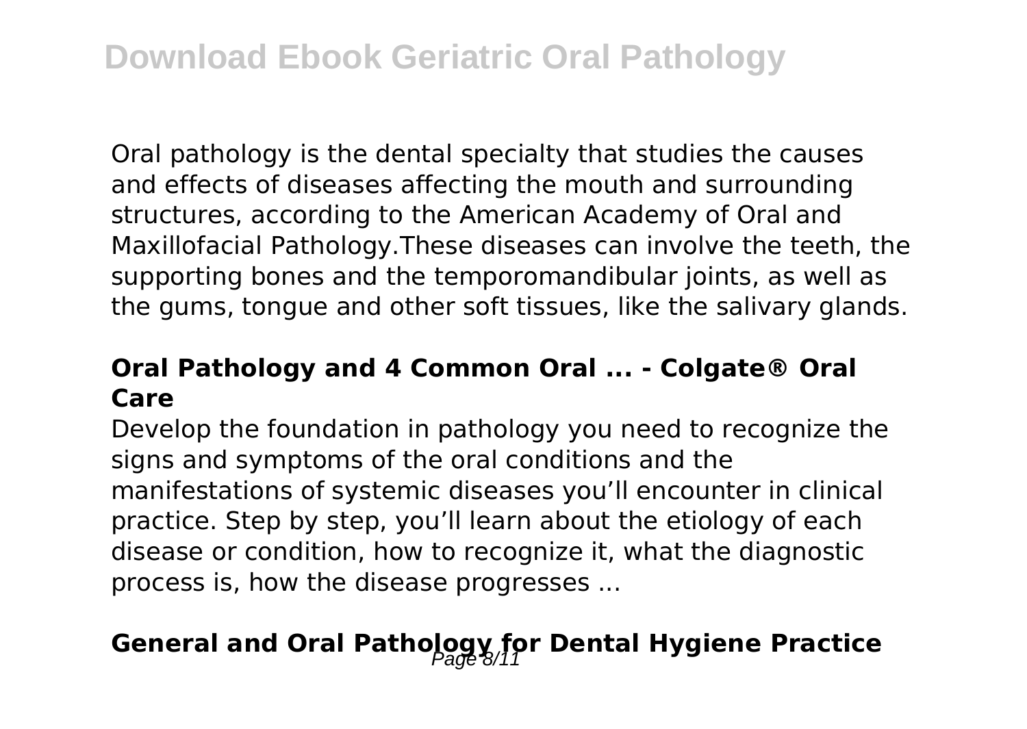Oral pathology is the dental specialty that studies the causes and effects of diseases affecting the mouth and surrounding structures, according to the American Academy of Oral and Maxillofacial Pathology.These diseases can involve the teeth, the supporting bones and the temporomandibular joints, as well as the gums, tongue and other soft tissues, like the salivary glands.

### Oral Pathology and 4 Common Oral ... - Colgate® Oral Care

Develop the foundation in pathology you need to recognize the signs and symptoms of the oral conditions and the manifestations of systemic diseases you'll encounter in clinical practice. Step by step, you'll learn about the etiology of each disease or condition, how to recognize it, what the diagnostic process is, how the disease progresses ...

## General and Oral Pathology for Dental Hygiene Practice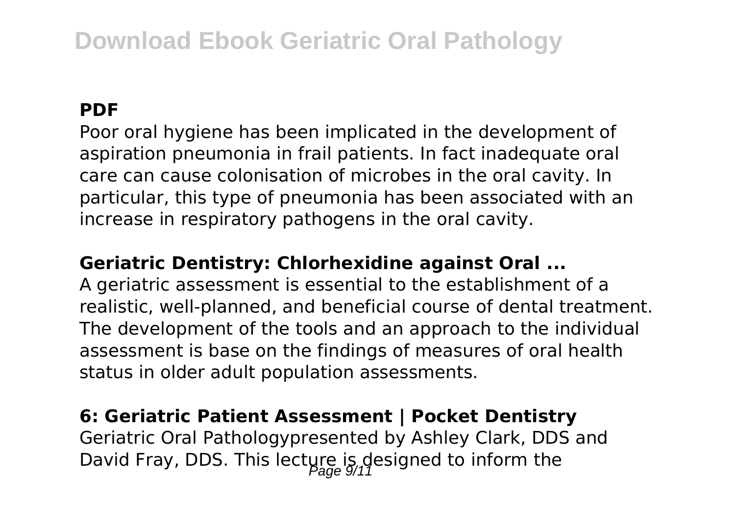**PDF**

Poor oral hygiene has been implicated in the development of aspiration pneumonia in frail patients. In fact inadequate oral care can cause colonisation of microbes in the oral cavity. In particular, this type of pneumonia has been associated with an increase in respiratory pathogens in the oral cavity.

**Geriatric Dentistry: Chlorhexidine against Oral ...**

A geriatric assessment is essential to the establishment of a realistic, well-planned, and beneficial course of dental treatment. The development of the tools and an approach to the individual assessment is base on the findings of measures of oral health status in older adult population assessments.

**6: Geriatric Patient Assessment | Pocket Dentistry**

Geriatric Oral Pathologypresented by Ashley Clark, DDS and David Fray, DDS. This lecture is designed to inform the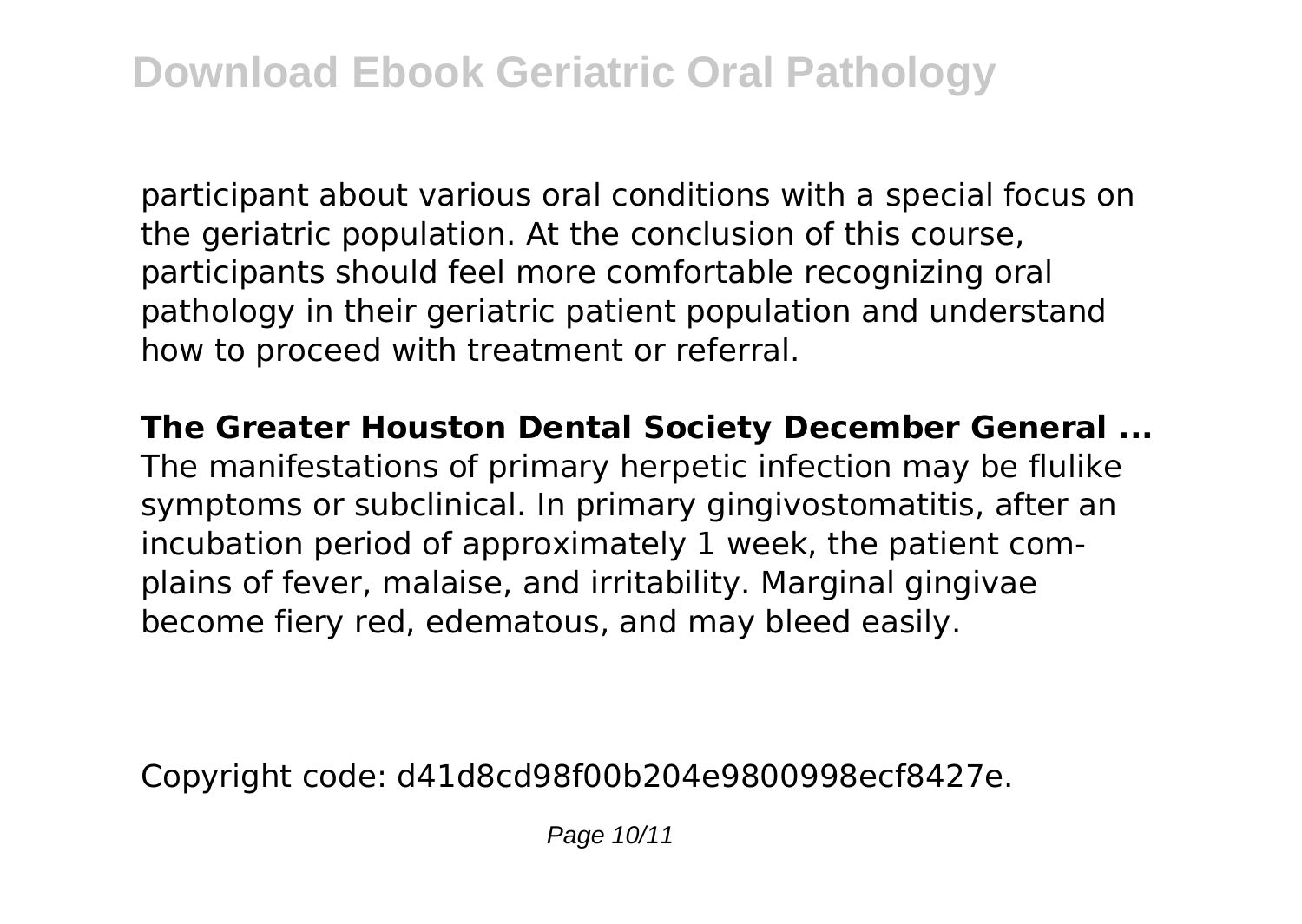participant about various oral conditions with a special focus on the geriatric population. At the conclusion of this course, participants should feel more comfortable recognizing oral pathology in their geriatric patient population and understand how to proceed with treatment or referral.

**The Greater Houston Dental Society December General ...**

The manifestations of primary herpetic infection may be flulike symptoms or subclinical. In primary gingivostomatitis, after an incubation period of approximately 1 week, the patient complains of fever, malaise, and irritability. Marginal gingivae become fiery red, edematous, and may bleed easily.

Copyright code: d41d8cd98f00b204e9800998ecf8427e.